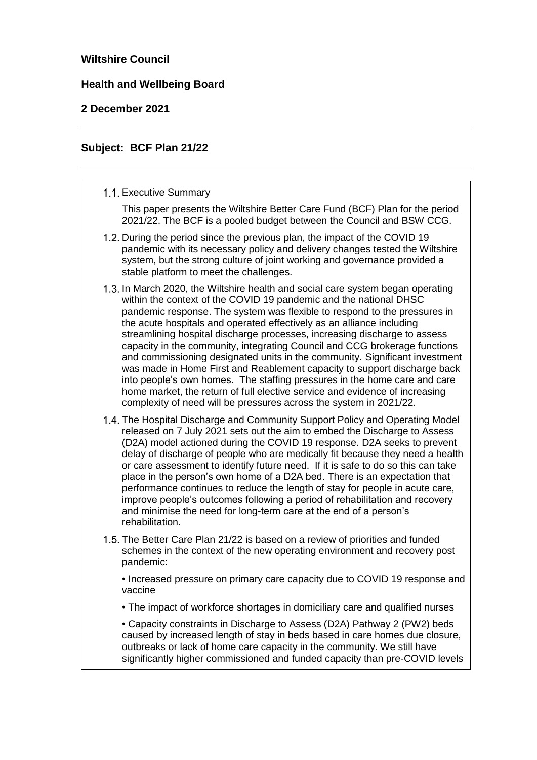**Wiltshire Council**

**Health and Wellbeing Board**

**2 December 2021**

---

**Subject: BCF Plan 21/22**

---

1.1. Executive Summary

This paper presents the Wiltshire Better Care Fund (BCF) Plan for the period 2021/22. The BCF is a pooled budget between the Council and BSW CCG.

1.2. During the period since the previous plan, the impact of the COVID 19 pandemic with its necessary policy and delivery changes tested the Wiltshire system, but the strong culture of joint working and governance provided a stable platform to meet the challenges.

1.3. In March 2020, the Wiltshire health and social care system began operating within the context of the COVID 19 pandemic and the national DHSC pandemic response. The system was flexible to respond to the pressures in the acute hospitals and operated effectively as an alliance including streamlining hospital discharge processes, increasing discharge to assess capacity in the community, integrating Council and CCG brokerage functions and commissioning designated units in the community. Significant investment was made in Home First and Reablement capacity to support discharge back into people's own homes. The staffing pressures in the home care and care home market, the return of full elective service and evidence of increasing complexity of need will be pressures across the system in 2021/22.

1.4. The Hospital Discharge and Community Support Policy and Operating Model released on 7 July 2021 sets out the aim to embed the Discharge to Assess (D2A) model actioned during the COVID 19 response. D2A seeks to prevent delay of discharge of people who are medically fit because they need a health or care assessment to identify future need. If it is safe to do so this can take place in the person's own home of a D2A bed. There is an expectation that performance continues to reduce the length of stay for people in acute care, improve people's outcomes following a period of rehabilitation and recovery and minimise the need for long-term care at the end of a person's rehabilitation.

1.5. The Better Care Plan 21/22 is based on a review of priorities and funded schemes in the context of the new operating environment and recovery post pandemic:

- Increased pressure on primary care capacity due to COVID 19 response and vaccine
- The impact of workforce shortages in domiciliary care and qualified nurses
- Capacity constraints in Discharge to Assess (D2A) Pathway 2 (PW2) beds caused by increased length of stay in beds based in care homes due closure, outbreaks or lack of home care capacity in the community. We still have significantly higher commissioned and funded capacity than pre-COVID levels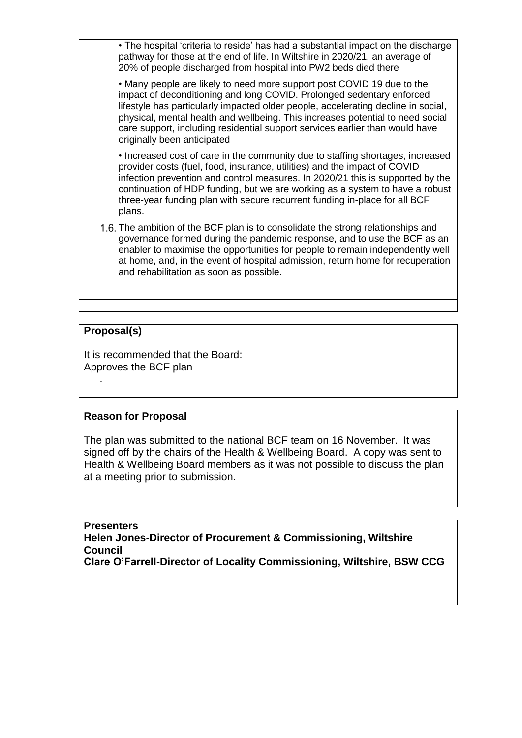- The hospital 'criteria to reside' has had a substantial impact on the discharge pathway for those at the end of life. In Wiltshire in 2020/21, an average of 20% of people discharged from hospital into PW2 beds died there
- Many people are likely to need more support post COVID 19 due to the impact of deconditioning and long COVID. Prolonged sedentary enforced lifestyle has particularly impacted older people, accelerating decline in social, physical, mental health and wellbeing. This increases potential to need social care support, including residential support services earlier than would have originally been anticipated
- Increased cost of care in the community due to staffing shortages, increased provider costs (fuel, food, insurance, utilities) and the impact of COVID infection prevention and control measures. In 2020/21 this is supported by the continuation of HDP funding, but we are working as a system to have a robust three-year funding plan with secure recurrent funding in-place for all BCF plans.

1.6. The ambition of the BCF plan is to consolidate the strong relationships and governance formed during the pandemic response, and to use the BCF as an enabler to maximise the opportunities for people to remain independently well at home, and, in the event of hospital admission, return home for recuperation and rehabilitation as soon as possible.

**Proposal(s)**

It is recommended that the Board:
Approves the BCF plan

**Reason for Proposal**

The plan was submitted to the national BCF team on 16 November. It was signed off by the chairs of the Health & Wellbeing Board. A copy was sent to Health & Wellbeing Board members as it was not possible to discuss the plan at a meeting prior to submission.

**Presenters**
**Helen Jones-Director of Procurement & Commissioning, Wiltshire Council**
**Clare O'Farrell-Director of Locality Commissioning, Wiltshire, BSW CCG**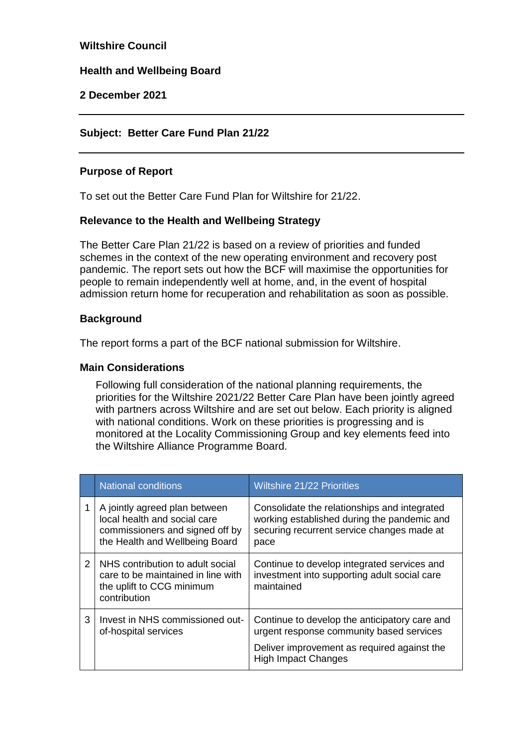**Wiltshire Council**

**Health and Wellbeing Board**

**2 December 2021**

---

**Subject: Better Care Fund Plan 21/22**

---

**Purpose of Report**

To set out the Better Care Fund Plan for Wiltshire for 21/22.

**Relevance to the Health and Wellbeing Strategy**

The Better Care Plan 21/22 is based on a review of priorities and funded schemes in the context of the new operating environment and recovery post pandemic. The report sets out how the BCF will maximise the opportunities for people to remain independently well at home, and, in the event of hospital admission return home for recuperation and rehabilitation as soon as possible.

**Background**

The report forms a part of the BCF national submission for Wiltshire.

**Main Considerations**

Following full consideration of the national planning requirements, the priorities for the Wiltshire 2021/22 Better Care Plan have been jointly agreed with partners across Wiltshire and are set out below. Each priority is aligned with national conditions. Work on these priorities is progressing and is monitored at the Locality Commissioning Group and key elements feed into the Wiltshire Alliance Programme Board.

| | National conditions | Wiltshire 21/22 Priorities |
|---|---|---|
| 1 | A jointly agreed plan between local health and social care commissioners and signed off by the Health and Wellbeing Board | Consolidate the relationships and integrated working established during the pandemic and securing recurrent service changes made at pace |
| 2 | NHS contribution to adult social care to be maintained in line with the uplift to CCG minimum contribution | Continue to develop integrated services and investment into supporting adult social care maintained |
| 3 | Invest in NHS commissioned out-of-hospital services | Continue to develop the anticipatory care and urgent response community based services<br><br>Deliver improvement as required against the High Impact Changes |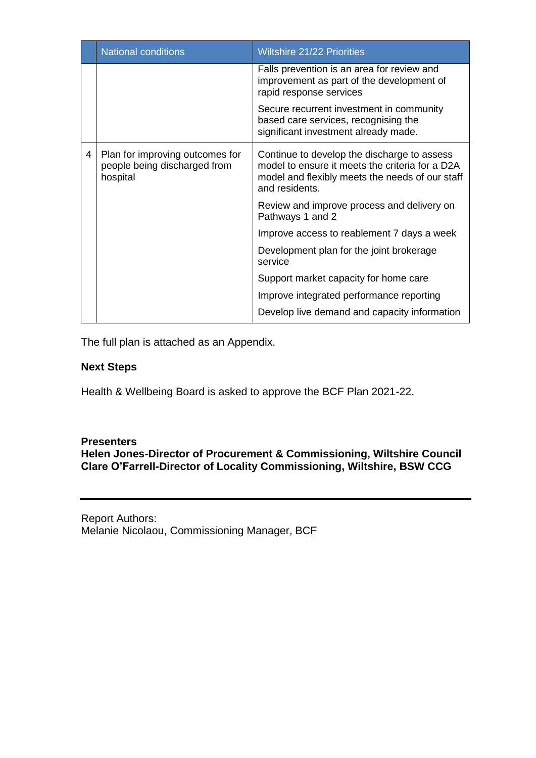| | National conditions | Wiltshire 21/22 Priorities |
|---|---|---|
| | | Falls prevention is an area for review and improvement as part of the development of rapid response services |
| | | Secure recurrent investment in community based care services, recognising the significant investment already made. |
| 4 | Plan for improving outcomes for people being discharged from hospital | Continue to develop the discharge to assess model to ensure it meets the criteria for a D2A model and flexibly meets the needs of our staff and residents. |
| | | Review and improve process and delivery on Pathways 1 and 2 |
| | | Improve access to reablement 7 days a week |
| | | Development plan for the joint brokerage service |
| | | Support market capacity for home care |
| | | Improve integrated performance reporting |
| | | Develop live demand and capacity information |

The full plan is attached as an Appendix.

**Next Steps**

Health & Wellbeing Board is asked to approve the BCF Plan 2021-22.

**Presenters**
**Helen Jones-Director of Procurement & Commissioning, Wiltshire Council**
**Clare O'Farrell-Director of Locality Commissioning, Wiltshire, BSW CCG**

---

Report Authors:
Melanie Nicolaou, Commissioning Manager, BCF